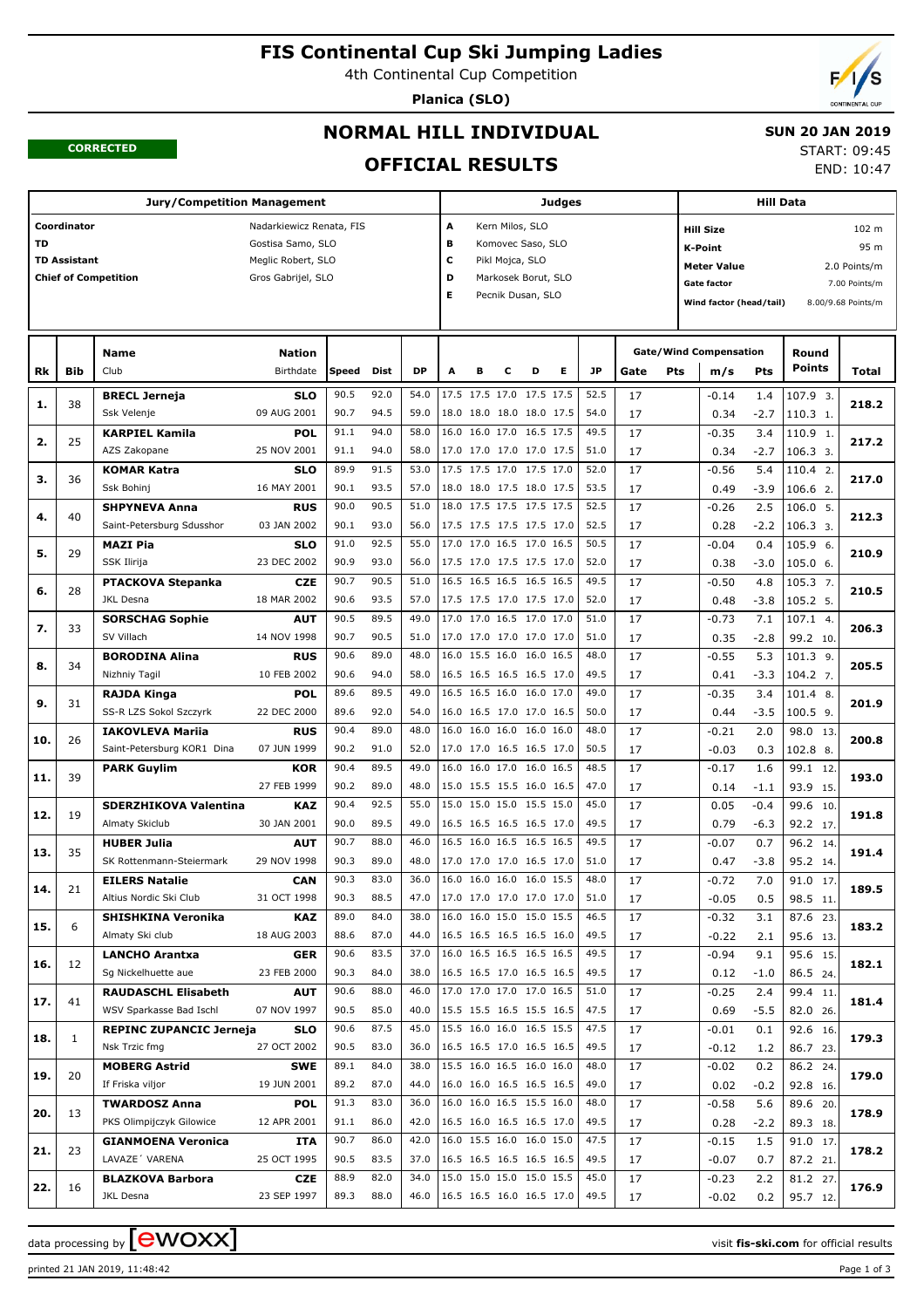# FIS Continental Cup Ski Jumping Ladies

4th Continental Cup Competition

**Planica (SLO)**

CORRECTED

## NORMAL HILL INDIVIDUAL

## OFFICIAL RESULTS

**SUN 20 JAN 2019**

START: 09:45
END: 10:47

| Jury/Competition Management | | Judges | | Hill Data | |
|---|---|---|---|---|---|
| Coordinator | Nadarkiewicz Renata, FIS | A | Kern Milos, SLO | Hill Size | 102 m |
| TD | Gostisa Samo, SLO | B | Komovec Saso, SLO | K-Point | 95 m |
| TD Assistant | Meglic Robert, SLO | C | Pikl Mojca, SLO | Meter Value | 2.0 Points/m |
| Chief of Competition | Gros Gabrijel, SLO | D | Markosek Borut, SLO | Gate factor | 7.00 Points/m |
| | | E | Pecnik Dusan, SLO | Wind factor (head/tail) | 8.00/9.68 Points/m |

| Rk | Bib | Name / Club | Nation / Birthdate | Speed | Dist | DP | A | B | C | D | E | JP | Gate | Pts | m/s | Pts | Round Points | Total |
|---|---|---|---|---|---|---|---|---|---|---|---|---|---|---|---|---|---|---|
| 1. | 38 | BRECL Jerneja | SLO | 90.5 | 92.0 | 54.0 | 17.5 | 17.5 | 17.0 | 17.5 | 17.5 | 52.5 | 17 | | -0.14 | 1.4 | 107.9 3. | 218.2 |
| | | Ssk Velenje | 09 AUG 2001 | 90.7 | 94.5 | 59.0 | 18.0 | 18.0 | 18.0 | 18.0 | 17.5 | 54.0 | 17 | | 0.34 | -2.7 | 110.3 1. | |
| 2. | 25 | KARPIEL Kamila | POL | 91.1 | 94.0 | 58.0 | 16.0 | 16.0 | 17.0 | 16.5 | 17.5 | 49.5 | 17 | | -0.35 | 3.4 | 110.9 1. | 217.2 |
| | | AZS Zakopane | 25 NOV 2001 | 91.1 | 94.0 | 58.0 | 17.0 | 17.0 | 17.0 | 17.0 | 17.5 | 51.0 | 17 | | 0.34 | -2.7 | 106.3 3. | |
| 3. | 36 | KOMAR Katra | SLO | 89.9 | 91.5 | 53.0 | 17.5 | 17.5 | 17.0 | 17.5 | 17.0 | 52.0 | 17 | | -0.56 | 5.4 | 110.4 2. | 217.0 |
| | | Ssk Bohinj | 16 MAY 2001 | 90.1 | 93.5 | 57.0 | 18.0 | 18.0 | 17.5 | 18.0 | 17.5 | 53.5 | 17 | | 0.49 | -3.9 | 106.6 2. | |
| 4. | 40 | SHPYNEVA Anna | RUS | 90.0 | 90.5 | 51.0 | 18.0 | 17.5 | 17.5 | 17.5 | 17.5 | 52.5 | 17 | | -0.26 | 2.5 | 106.0 5. | 212.3 |
| | | Saint-Petersburg Sdusshor | 03 JAN 2002 | 90.1 | 93.0 | 56.0 | 17.5 | 17.5 | 17.5 | 17.5 | 17.0 | 52.5 | 17 | | 0.28 | -2.2 | 106.3 3. | |
| 5. | 29 | MAZI Pia | SLO | 91.0 | 92.5 | 55.0 | 17.0 | 17.0 | 16.5 | 17.0 | 16.5 | 50.5 | 17 | | -0.04 | 0.4 | 105.9 6. | 210.9 |
| | | SSK Ilirija | 23 DEC 2002 | 90.9 | 93.0 | 56.0 | 17.5 | 17.0 | 17.5 | 17.5 | 17.0 | 52.0 | 17 | | 0.38 | -3.0 | 105.0 6. | |
| 6. | 28 | PTACKOVA Stepanka | CZE | 90.7 | 90.5 | 51.0 | 16.5 | 16.5 | 16.5 | 16.5 | 16.5 | 49.5 | 17 | | -0.50 | 4.8 | 105.3 7. | 210.5 |
| | | JKL Desna | 18 MAR 2002 | 90.6 | 93.5 | 57.0 | 17.5 | 17.5 | 17.0 | 17.5 | 17.0 | 52.0 | 17 | | 0.48 | -3.8 | 105.2 5. | |
| 7. | 33 | SORSCHAG Sophie | AUT | 90.5 | 89.5 | 49.0 | 17.0 | 17.0 | 16.5 | 17.0 | 17.0 | 51.0 | 17 | | -0.73 | 7.1 | 107.1 4. | 206.3 |
| | | SV Villach | 14 NOV 1998 | 90.7 | 90.5 | 51.0 | 17.0 | 17.0 | 17.0 | 17.0 | 17.0 | 51.0 | 17 | | 0.35 | -2.8 | 99.2 10. | |
| 8. | 34 | BORODINA Alina | RUS | 90.6 | 89.0 | 48.0 | 16.0 | 15.5 | 16.0 | 16.0 | 16.5 | 48.0 | 17 | | -0.55 | 5.3 | 101.3 9. | 205.5 |
| | | Nizhniy Tagil | 10 FEB 2002 | 90.6 | 94.0 | 58.0 | 16.5 | 16.5 | 16.5 | 16.5 | 17.0 | 49.5 | 17 | | 0.41 | -3.3 | 104.2 7. | |
| 9. | 31 | RAJDA Kinga | POL | 89.6 | 89.5 | 49.0 | 16.5 | 16.5 | 16.0 | 16.0 | 17.0 | 49.0 | 17 | | -0.35 | 3.4 | 101.4 8. | 201.9 |
| | | SS-R LZS Sokol Szczyrk | 22 DEC 2000 | 89.6 | 92.0 | 54.0 | 16.0 | 16.5 | 17.0 | 17.0 | 16.5 | 50.0 | 17 | | 0.44 | -3.5 | 100.5 9. | |
| 10. | 26 | IAKOVLEVA Mariia | RUS | 90.4 | 89.0 | 48.0 | 16.0 | 16.0 | 16.0 | 16.0 | 16.0 | 48.0 | 17 | | -0.21 | 2.0 | 98.0 13. | 200.8 |
| | | Saint-Petersburg KOR1 Dina | 07 JUN 1999 | 90.2 | 91.0 | 52.0 | 17.0 | 17.0 | 16.5 | 16.5 | 17.0 | 50.5 | 17 | | -0.03 | 0.3 | 102.8 8. | |
| 11. | 39 | PARK Guylim | KOR | 90.4 | 89.5 | 49.0 | 16.0 | 16.0 | 17.0 | 16.0 | 16.5 | 48.5 | 17 | | -0.17 | 1.6 | 99.1 12. | 193.0 |
| | | | 27 FEB 1999 | 90.2 | 89.0 | 48.0 | 15.0 | 15.5 | 15.5 | 16.0 | 16.5 | 47.0 | 17 | | 0.14 | -1.1 | 93.9 15. | |
| 12. | 19 | SDERZHIKOVA Valentina | KAZ | 90.4 | 92.5 | 55.0 | 15.0 | 15.0 | 15.0 | 15.5 | 15.0 | 45.0 | 17 | | 0.05 | -0.4 | 99.6 10. | 191.8 |
| | | Almaty Skiclub | 30 JAN 2001 | 90.0 | 89.5 | 49.0 | 16.5 | 16.5 | 16.5 | 16.5 | 17.0 | 49.5 | 17 | | 0.79 | -6.3 | 92.2 17. | |
| 13. | 35 | HUBER Julia | AUT | 90.7 | 88.0 | 46.0 | 16.5 | 16.0 | 16.5 | 16.5 | 16.5 | 49.5 | 17 | | -0.07 | 0.7 | 96.2 14. | 191.4 |
| | | SK Rottenmann-Steiermark | 29 NOV 1998 | 90.3 | 89.0 | 48.0 | 17.0 | 17.0 | 17.0 | 16.5 | 17.0 | 51.0 | 17 | | 0.47 | -3.8 | 95.2 14. | |
| 14. | 21 | EILERS Natalie | CAN | 90.3 | 83.0 | 36.0 | 16.0 | 16.0 | 16.0 | 16.0 | 15.5 | 48.0 | 17 | | -0.72 | 7.0 | 91.0 17. | 189.5 |
| | | Altius Nordic Ski Club | 31 OCT 1998 | 90.3 | 88.5 | 47.0 | 17.0 | 17.0 | 17.0 | 17.0 | 17.0 | 51.0 | 17 | | -0.05 | 0.5 | 98.5 11. | |
| 15. | 6 | SHISHKINA Veronika | KAZ | 89.0 | 84.0 | 38.0 | 16.0 | 16.0 | 15.0 | 15.0 | 15.5 | 46.5 | 17 | | -0.32 | 3.1 | 87.6 23. | 183.2 |
| | | Almaty Ski club | 18 AUG 2003 | 88.6 | 87.0 | 44.0 | 16.5 | 16.5 | 16.5 | 16.5 | 16.0 | 49.5 | 17 | | -0.22 | 2.1 | 95.6 13. | |
| 16. | 12 | LANCHO Arantxa | GER | 90.6 | 83.5 | 37.0 | 16.0 | 16.5 | 16.5 | 16.5 | 16.5 | 49.5 | 17 | | -0.94 | 9.1 | 95.6 15. | 182.1 |
| | | Sg Nickelhuette aue | 23 FEB 2000 | 90.3 | 84.0 | 38.0 | 16.5 | 16.5 | 17.0 | 16.5 | 16.5 | 49.5 | 17 | | 0.12 | -1.0 | 86.5 24. | |
| 17. | 41 | RAUDASCHL Elisabeth | AUT | 90.6 | 88.0 | 46.0 | 17.0 | 17.0 | 17.0 | 17.0 | 16.5 | 51.0 | 17 | | -0.25 | 2.4 | 99.4 11. | 181.4 |
| | | WSV Sparkasse Bad Ischl | 07 NOV 1997 | 90.5 | 85.0 | 40.0 | 15.5 | 15.5 | 16.5 | 15.5 | 16.5 | 47.5 | 17 | | 0.69 | -5.5 | 82.0 26. | |
| 18. | 1 | REPINC ZUPANCIC Jerneja | SLO | 90.6 | 87.5 | 45.0 | 15.5 | 16.0 | 16.0 | 16.5 | 15.5 | 47.5 | 17 | | -0.01 | 0.1 | 92.6 16. | 179.3 |
| | | Nsk Trzic fmg | 27 OCT 2002 | 90.5 | 83.0 | 36.0 | 16.5 | 16.5 | 17.0 | 16.5 | 16.5 | 49.5 | 17 | | -0.12 | 1.2 | 86.7 23. | |
| 19. | 20 | MOBERG Astrid | SWE | 89.1 | 84.0 | 38.0 | 15.5 | 16.0 | 16.5 | 16.0 | 16.0 | 48.0 | 17 | | -0.02 | 0.2 | 86.2 24. | 179.0 |
| | | If Friska viljor | 19 JUN 2001 | 89.2 | 87.0 | 44.0 | 16.0 | 16.0 | 16.5 | 16.5 | 16.5 | 49.0 | 17 | | 0.02 | -0.2 | 92.8 16. | |
| 20. | 13 | TWARDOSZ Anna | POL | 91.3 | 83.0 | 36.0 | 16.0 | 16.0 | 16.5 | 15.5 | 16.0 | 48.0 | 17 | | -0.58 | 5.6 | 89.6 20. | 178.9 |
| | | PKS Olimpijczyk Gilowice | 12 APR 2001 | 91.1 | 86.0 | 42.0 | 16.5 | 16.0 | 16.5 | 16.5 | 17.0 | 49.5 | 17 | | 0.28 | -2.2 | 89.3 18. | |
| 21. | 23 | GIANMOENA Veronica | ITA | 90.7 | 86.0 | 42.0 | 16.0 | 15.5 | 16.0 | 16.0 | 15.0 | 47.5 | 17 | | -0.15 | 1.5 | 91.0 17. | 178.2 |
| | | LAVAZE´ VARENA | 25 OCT 1995 | 90.5 | 83.5 | 37.0 | 16.5 | 16.5 | 16.5 | 16.5 | 16.5 | 49.5 | 17 | | -0.07 | 0.7 | 87.2 21. | |
| 22. | 16 | BLAZKOVA Barbora | CZE | 88.9 | 82.0 | 34.0 | 15.0 | 15.0 | 15.0 | 15.0 | 15.5 | 45.0 | 17 | | -0.23 | 2.2 | 81.2 27. | 176.9 |
| | | JKL Desna | 23 SEP 1997 | 89.3 | 88.0 | 46.0 | 16.5 | 16.5 | 16.0 | 16.5 | 17.0 | 49.5 | 17 | | -0.02 | 0.2 | 95.7 12. | |

data processing by EWOXX — visit fis-ski.com for official results

printed 21 JAN 2019, 11:48:42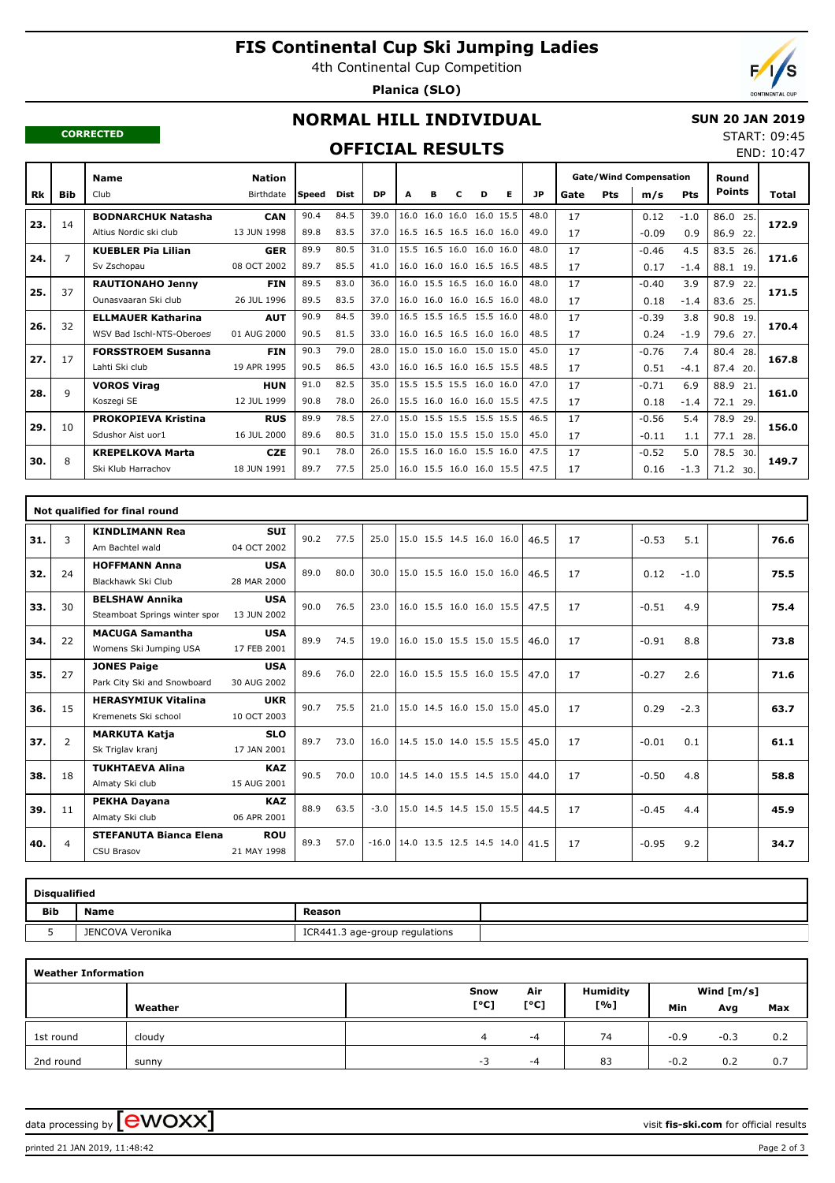# FIS Continental Cup Ski Jumping Ladies

4th Continental Cup Competition

**Planica (SLO)**

**CORRECTED**

## NORMAL HILL INDIVIDUAL

**SUN 20 JAN 2019**

START: 09:45
END: 10:47

## OFFICIAL RESULTS

| Rk | Bib | Name / Club | Nation / Birthdate | Speed | Dist | DP | A | B | C | D | E | JP | Gate | Pts | m/s | Pts | Round Points | Total |
|---|---|---|---|---|---|---|---|---|---|---|---|---|---|---|---|---|---|---|
| 23. | 14 | **BODNARCHUK Natasha** | **CAN** | 90.4 | 84.5 | 39.0 | 16.0 | 16.0 | 16.0 | 16.0 | 15.5 | 48.0 | 17 | | 0.12 | -1.0 | 86.0 25. | 172.9 |
| | | Altius Nordic ski club | 13 JUN 1998 | 89.8 | 83.5 | 37.0 | 16.5 | 16.5 | 16.5 | 16.0 | 16.0 | 49.0 | 17 | | -0.09 | 0.9 | 86.9 22. | |
| 24. | 7 | **KUEBLER Pia Lilian** | **GER** | 89.9 | 80.5 | 31.0 | 15.5 | 16.5 | 16.0 | 16.0 | 16.0 | 48.0 | 17 | | -0.46 | 4.5 | 83.5 26. | 171.6 |
| | | Sv Zschopau | 08 OCT 2002 | 89.7 | 85.5 | 41.0 | 16.0 | 16.0 | 16.0 | 16.5 | 16.5 | 48.5 | 17 | | 0.17 | -1.4 | 88.1 19. | |
| 25. | 37 | **RAUTIONAHO Jenny** | **FIN** | 89.5 | 83.0 | 36.0 | 16.0 | 15.5 | 16.5 | 16.0 | 16.0 | 48.0 | 17 | | -0.40 | 3.9 | 87.9 22. | 171.5 |
| | | Ounasvaaran Ski club | 26 JUL 1996 | 89.5 | 83.5 | 37.0 | 16.0 | 16.0 | 16.0 | 16.5 | 16.0 | 48.0 | 17 | | 0.18 | -1.4 | 83.6 25. | |
| 26. | 32 | **ELLMAUER Katharina** | **AUT** | 90.9 | 84.5 | 39.0 | 16.5 | 15.5 | 16.5 | 15.5 | 16.0 | 48.0 | 17 | | -0.39 | 3.8 | 90.8 19. | 170.4 |
| | | WSV Bad Ischl-NTS-Oberoes | 01 AUG 2000 | 90.5 | 81.5 | 33.0 | 16.0 | 16.5 | 16.5 | 16.0 | 16.0 | 48.5 | 17 | | 0.24 | -1.9 | 79.6 27. | |
| 27. | 17 | **FORSSTROEM Susanna** | **FIN** | 90.3 | 79.0 | 28.0 | 15.0 | 15.0 | 16.0 | 15.0 | 15.0 | 45.0 | 17 | | -0.76 | 7.4 | 80.4 28. | 167.8 |
| | | Lahti Ski club | 19 APR 1995 | 90.5 | 86.5 | 43.0 | 16.0 | 16.5 | 16.0 | 16.5 | 15.5 | 48.5 | 17 | | 0.51 | -4.1 | 87.4 20. | |
| 28. | 9 | **VOROS Virag** | **HUN** | 91.0 | 82.5 | 35.0 | 15.5 | 15.5 | 15.5 | 16.0 | 16.0 | 47.0 | 17 | | -0.71 | 6.9 | 88.9 21. | 161.0 |
| | | Koszegi SE | 12 JUL 1999 | 90.8 | 78.0 | 26.0 | 15.5 | 16.0 | 16.0 | 16.0 | 15.5 | 47.5 | 17 | | 0.18 | -1.4 | 72.1 29. | |
| 29. | 10 | **PROKOPIEVA Kristina** | **RUS** | 89.9 | 78.5 | 27.0 | 15.0 | 15.5 | 15.5 | 15.5 | 15.5 | 46.5 | 17 | | -0.56 | 5.4 | 78.9 29. | 156.0 |
| | | Sdushor Aist uor1 | 16 JUL 2000 | 89.6 | 80.5 | 31.0 | 15.0 | 15.0 | 15.5 | 15.0 | 15.0 | 45.0 | 17 | | -0.11 | 1.1 | 77.1 28. | |
| 30. | 8 | **KREPELKOVA Marta** | **CZE** | 90.1 | 78.0 | 26.0 | 15.5 | 16.0 | 16.0 | 15.5 | 16.0 | 47.5 | 17 | | -0.52 | 5.0 | 78.5 30. | 149.7 |
| | | Ski Klub Harrachov | 18 JUN 1991 | 89.7 | 77.5 | 25.0 | 16.0 | 15.5 | 16.0 | 16.0 | 15.5 | 47.5 | 17 | | 0.16 | -1.3 | 71.2 30. | |

### Not qualified for final round

| Rk | Bib | Name / Club | Nation / Birthdate | Speed | Dist | DP | A | B | C | D | E | JP | Gate | Pts | m/s | Pts | Round Points | Total |
|---|---|---|---|---|---|---|---|---|---|---|---|---|---|---|---|---|---|---|
| 31. | 3 | **KINDLIMANN Rea** / Am Bachtel wald | **SUI** / 04 OCT 2002 | 90.2 | 77.5 | 25.0 | 15.0 | 15.5 | 14.5 | 16.0 | 16.0 | 46.5 | 17 | | -0.53 | 5.1 | | 76.6 |
| 32. | 24 | **HOFFMANN Anna** / Blackhawk Ski Club | **USA** / 28 MAR 2000 | 89.0 | 80.0 | 30.0 | 15.0 | 15.5 | 16.0 | 15.0 | 16.0 | 46.5 | 17 | | 0.12 | -1.0 | | 75.5 |
| 33. | 30 | **BELSHAW Annika** / Steamboat Springs winter spor | **USA** / 13 JUN 2002 | 90.0 | 76.5 | 23.0 | 16.0 | 15.5 | 16.0 | 16.0 | 15.5 | 47.5 | 17 | | -0.51 | 4.9 | | 75.4 |
| 34. | 22 | **MACUGA Samantha** / Womens Ski Jumping USA | **USA** / 17 FEB 2001 | 89.9 | 74.5 | 19.0 | 16.0 | 15.0 | 15.5 | 15.0 | 15.5 | 46.0 | 17 | | -0.91 | 8.8 | | 73.8 |
| 35. | 27 | **JONES Paige** / Park City Ski and Snowboard | **USA** / 30 AUG 2002 | 89.6 | 76.0 | 22.0 | 16.0 | 15.5 | 15.5 | 16.0 | 15.5 | 47.0 | 17 | | -0.27 | 2.6 | | 71.6 |
| 36. | 15 | **HERASYMIUK Vitalina** / Kremenets Ski school | **UKR** / 10 OCT 2003 | 90.7 | 75.5 | 21.0 | 15.0 | 14.5 | 16.0 | 15.0 | 15.0 | 45.0 | 17 | | 0.29 | -2.3 | | 63.7 |
| 37. | 2 | **MARKUTA Katja** / Sk Triglav kranj | **SLO** / 17 JAN 2001 | 89.7 | 73.0 | 16.0 | 14.5 | 15.0 | 14.0 | 15.5 | 15.5 | 45.0 | 17 | | -0.01 | 0.1 | | 61.1 |
| 38. | 18 | **TUKHTAEVA Alina** / Almaty Ski club | **KAZ** / 15 AUG 2001 | 90.5 | 70.0 | 10.0 | 14.5 | 14.0 | 15.5 | 14.5 | 15.0 | 44.0 | 17 | | -0.50 | 4.8 | | 58.8 |
| 39. | 11 | **PEKHA Dayana** / Almaty Ski club | **KAZ** / 06 APR 2001 | 88.9 | 63.5 | -3.0 | 15.0 | 14.5 | 14.5 | 15.0 | 15.5 | 44.5 | 17 | | -0.45 | 4.4 | | 45.9 |
| 40. | 4 | **STEFANUTA Bianca Elena** / CSU Brasov | **ROU** / 21 MAY 1998 | 89.3 | 57.0 | -16.0 | 14.0 | 13.5 | 12.5 | 14.5 | 14.0 | 41.5 | 17 | | -0.95 | 9.2 | | 34.7 |

### Disqualified

| Bib | Name | Reason |
|---|---|---|
| 5 | JENCOVA Veronika | ICR441.3 age-group regulations |

### Weather Information

| | Weather | Snow [°C] | Air [°C] | Humidity [%] | Wind [m/s] Min | Avg | Max |
|---|---|---|---|---|---|---|---|
| 1st round | cloudy | 4 | -4 | 74 | -0.9 | -0.3 | 0.2 |
| 2nd round | sunny | -3 | -4 | 83 | -0.2 | 0.2 | 0.7 |

data processing by ewoxx — visit **fis-ski.com** for official results

printed 21 JAN 2019, 11:48:42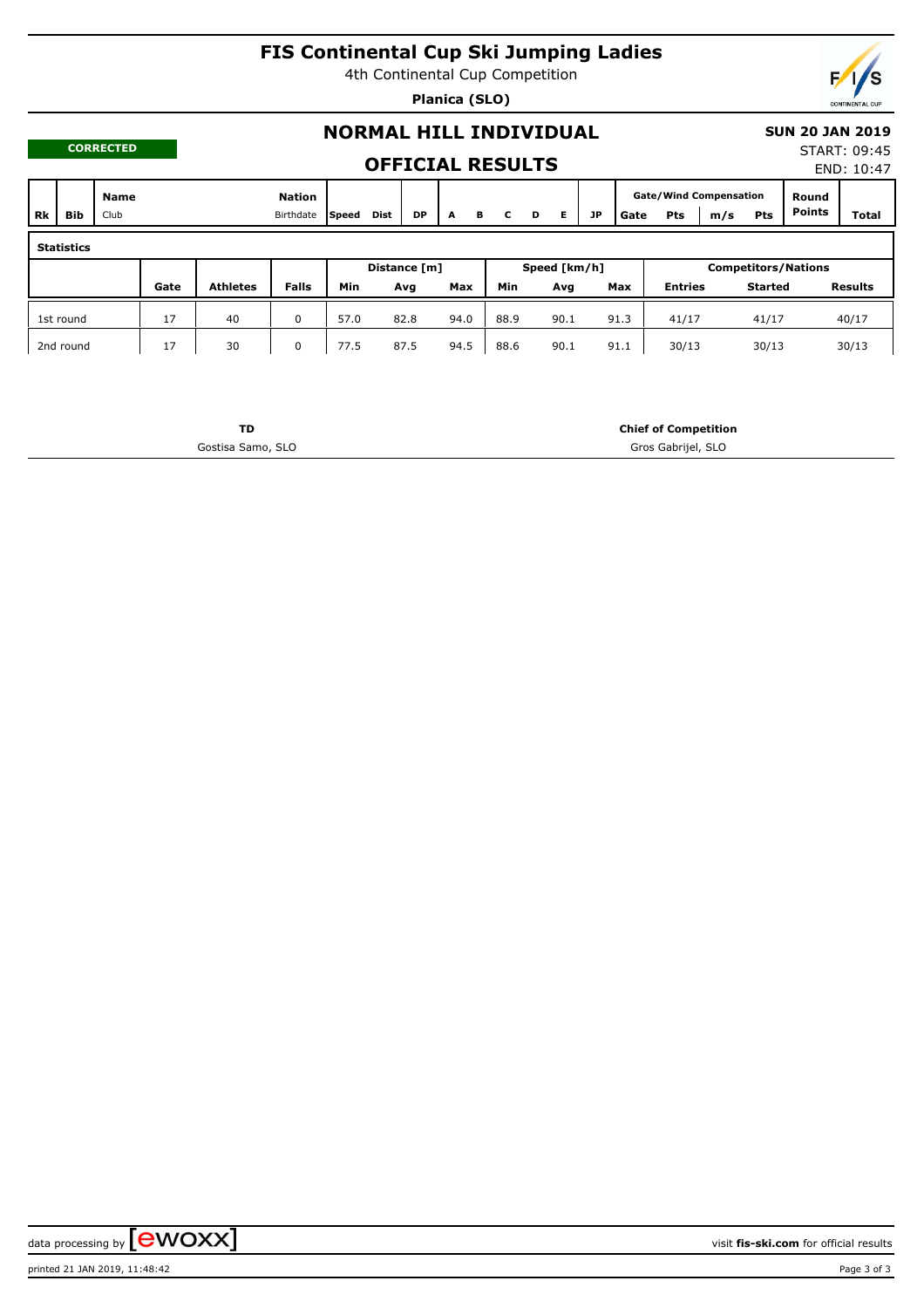# FIS Continental Cup Ski Jumping Ladies

4th Continental Cup Competition

**Planica (SLO)**

**CORRECTED**

## NORMAL HILL INDIVIDUAL

**SUN 20 JAN 2019**

START: 09:45

END: 10:47

## OFFICIAL RESULTS

| Rk | Bib | Name Club | Nation Birthdate | Speed | Dist | DP | A | B | C | D | E | JP | Gate | Pts | m/s | Pts | Round Points | Total |
|---|---|---|---|---|---|---|---|---|---|---|---|---|---|---|---|---|---|---|

**Statistics**

| | Gate | Athletes | Falls | Distance [m] Min | Distance [m] Avg | Distance [m] Max | Speed [km/h] Min | Speed [km/h] Avg | Speed [km/h] Max | Competitors/Nations Entries | Competitors/Nations Started | Competitors/Nations Results |
|---|---|---|---|---|---|---|---|---|---|---|---|---|
| 1st round | 17 | 40 | 0 | 57.0 | 82.8 | 94.0 | 88.9 | 90.1 | 91.3 | 41/17 | 41/17 | 40/17 |
| 2nd round | 17 | 30 | 0 | 77.5 | 87.5 | 94.5 | 88.6 | 90.1 | 91.1 | 30/13 | 30/13 | 30/13 |

| TD | Chief of Competition |
|---|---|
| Gostisa Samo, SLO | Gros Gabrijel, SLO |

data processing by [ewoxx]

visit **fis-ski.com** for official results

printed 21 JAN 2019, 11:48:42